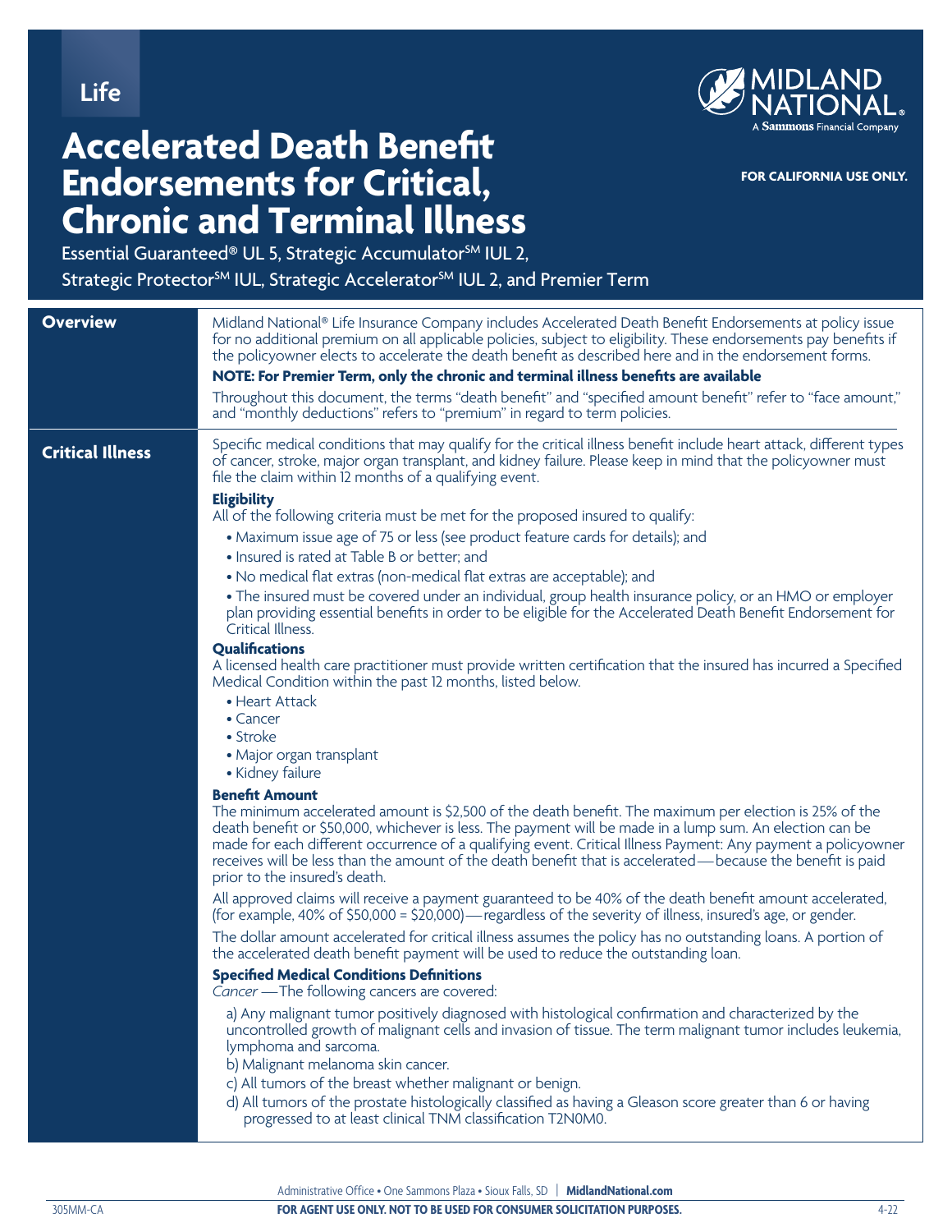Life

# Accelerated Death Benefit Endorsements for Critical, Chronic and Terminal Illness

Essential Guaranteed® UL 5, Strategic Accumulator℠ IUL 2, Strategic Protector℠ IUL, Strategic Accelerator℠ IUL 2, and Premier Term

MIDLAND NATIONAL® A Sammons Financial Company

**FOR CALIFORNIA USE ONLY.**

## Overview

Midland National® Life Insurance Company includes Accelerated Death Benefit Endorsements at policy issue for no additional premium on all applicable policies, subject to eligibility. These endorsements pay benefits if the policyowner elects to accelerate the death benefit as described here and in the endorsement forms.

**NOTE: For Premier Term, only the chronic and terminal illness benefits are available**

Throughout this document, the terms "death benefit" and "specified amount benefit" refer to "face amount," and "monthly deductions" refers to "premium" in regard to term policies.

## Critical Illness

Specific medical conditions that may qualify for the critical illness benefit include heart attack, different types of cancer, stroke, major organ transplant, and kidney failure. Please keep in mind that the policyowner must file the claim within 12 months of a qualifying event.

### Eligibility

All of the following criteria must be met for the proposed insured to qualify:

- Maximum issue age of 75 or less (see product feature cards for details); and
- Insured is rated at Table B or better; and
- No medical flat extras (non-medical flat extras are acceptable); and
- The insured must be covered under an individual, group health insurance policy, or an HMO or employer plan providing essential benefits in order to be eligible for the Accelerated Death Benefit Endorsement for Critical Illness.

### Qualifications

A licensed health care practitioner must provide written certification that the insured has incurred a Specified Medical Condition within the past 12 months, listed below.

- Heart Attack
- Cancer
- Stroke
- Major organ transplant
- Kidney failure

### Benefit Amount

The minimum accelerated amount is $2,500 of the death benefit. The maximum per election is 25% of the death benefit or $50,000, whichever is less. The payment will be made in a lump sum. An election can be made for each different occurrence of a qualifying event. Critical Illness Payment: Any payment a policyowner receives will be less than the amount of the death benefit that is accelerated — because the benefit is paid prior to the insured's death.

All approved claims will receive a payment guaranteed to be 40% of the death benefit amount accelerated, (for example, 40% of $50,000 = $20,000) — regardless of the severity of illness, insured's age, or gender.

The dollar amount accelerated for critical illness assumes the policy has no outstanding loans. A portion of the accelerated death benefit payment will be used to reduce the outstanding loan.

### Specified Medical Conditions Definitions

*Cancer* — The following cancers are covered:

a) Any malignant tumor positively diagnosed with histological confirmation and characterized by the uncontrolled growth of malignant cells and invasion of tissue. The term malignant tumor includes leukemia, lymphoma and sarcoma.

b) Malignant melanoma skin cancer.

c) All tumors of the breast whether malignant or benign.

d) All tumors of the prostate histologically classified as having a Gleason score greater than 6 or having progressed to at least clinical TNM classification T2N0M0.

Administrative Office • One Sammons Plaza • Sioux Falls, SD | **MidlandNational.com**

305MM-CA **FOR AGENT USE ONLY. NOT TO BE USED FOR CONSUMER SOLICITATION PURPOSES.** 4-22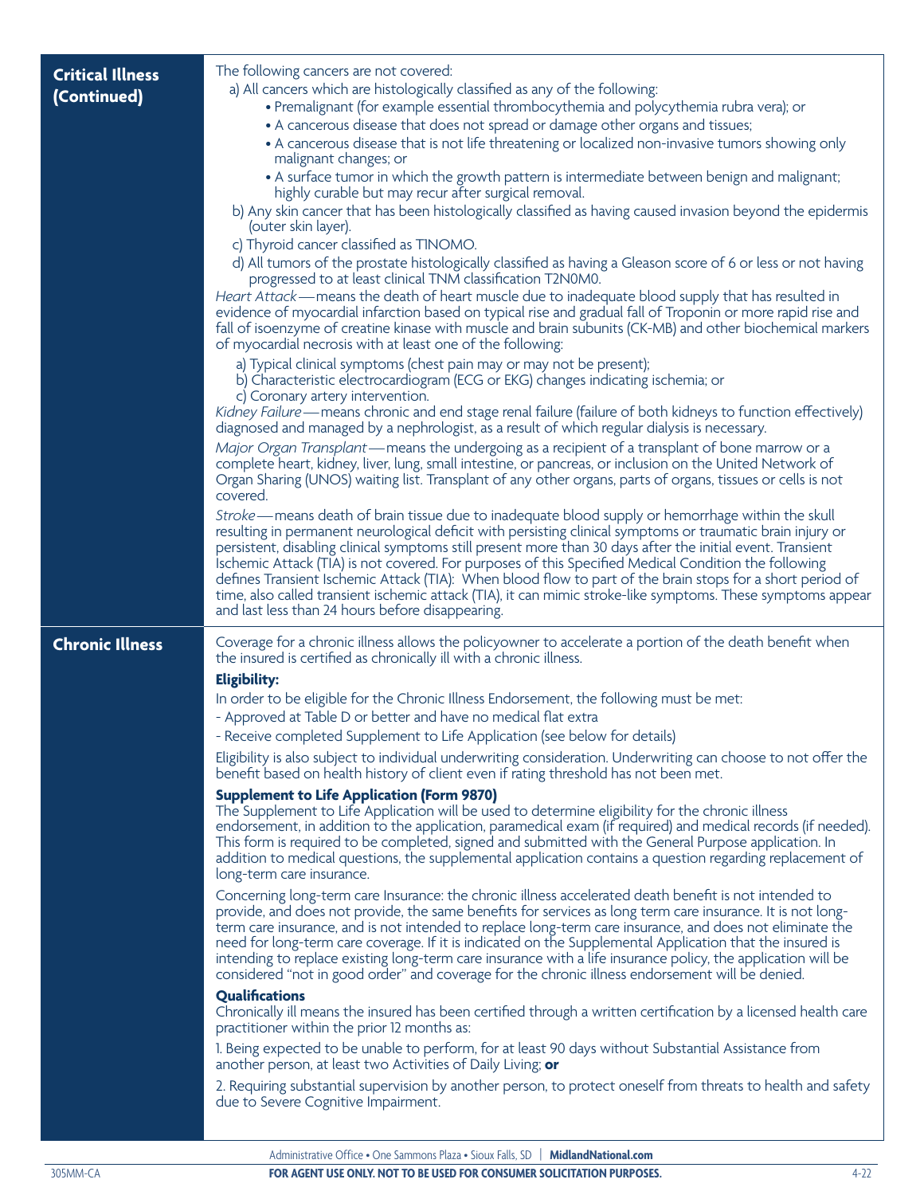## Critical Illness (Continued)

The following cancers are not covered:

a) All cancers which are histologically classified as any of the following:

- Premalignant (for example essential thrombocythemia and polycythemia rubra vera); or
- A cancerous disease that does not spread or damage other organs and tissues;
- A cancerous disease that is not life threatening or localized non-invasive tumors showing only malignant changes; or
- A surface tumor in which the growth pattern is intermediate between benign and malignant; highly curable but may recur after surgical removal.

b) Any skin cancer that has been histologically classified as having caused invasion beyond the epidermis (outer skin layer).

c) Thyroid cancer classified as T1N0M0.

d) All tumors of the prostate histologically classified as having a Gleason score of 6 or less or not having progressed to at least clinical TNM classification T2N0M0.

*Heart Attack*—means the death of heart muscle due to inadequate blood supply that has resulted in evidence of myocardial infarction based on typical rise and gradual fall of Troponin or more rapid rise and fall of isoenzyme of creatine kinase with muscle and brain subunits (CK-MB) and other biochemical markers of myocardial necrosis with at least one of the following:

a) Typical clinical symptoms (chest pain may or may not be present);
b) Characteristic electrocardiogram (ECG or EKG) changes indicating ischemia; or
c) Coronary artery intervention.

*Kidney Failure*—means chronic and end stage renal failure (failure of both kidneys to function effectively) diagnosed and managed by a nephrologist, as a result of which regular dialysis is necessary.

*Major Organ Transplant*—means the undergoing as a recipient of a transplant of bone marrow or a complete heart, kidney, liver, lung, small intestine, or pancreas, or inclusion on the United Network of Organ Sharing (UNOS) waiting list. Transplant of any other organs, parts of organs, tissues or cells is not covered.

*Stroke*—means death of brain tissue due to inadequate blood supply or hemorrhage within the skull resulting in permanent neurological deficit with persisting clinical symptoms or traumatic brain injury or persistent, disabling clinical symptoms still present more than 30 days after the initial event. Transient Ischemic Attack (TIA) is not covered. For purposes of this Specified Medical Condition the following defines Transient Ischemic Attack (TIA): When blood flow to part of the brain stops for a short period of time, also called transient ischemic attack (TIA), it can mimic stroke-like symptoms. These symptoms appear and last less than 24 hours before disappearing.

## Chronic Illness

Coverage for a chronic illness allows the policyowner to accelerate a portion of the death benefit when the insured is certified as chronically ill with a chronic illness.

**Eligibility:**

In order to be eligible for the Chronic Illness Endorsement, the following must be met:

- Approved at Table D or better and have no medical flat extra
- Receive completed Supplement to Life Application (see below for details)

Eligibility is also subject to individual underwriting consideration. Underwriting can choose to not offer the benefit based on health history of client even if rating threshold has not been met.

**Supplement to Life Application (Form 9870)**

The Supplement to Life Application will be used to determine eligibility for the chronic illness endorsement, in addition to the application, paramedical exam (if required) and medical records (if needed). This form is required to be completed, signed and submitted with the General Purpose application. In addition to medical questions, the supplemental application contains a question regarding replacement of long-term care insurance.

Concerning long-term care Insurance: the chronic illness accelerated death benefit is not intended to provide, and does not provide, the same benefits for services as long term care insurance. It is not long-term care insurance, and is not intended to replace long-term care insurance, and does not eliminate the need for long-term care coverage. If it is indicated on the Supplemental Application that the insured is intending to replace existing long-term care insurance with a life insurance policy, the application will be considered "not in good order" and coverage for the chronic illness endorsement will be denied.

**Qualifications**

Chronically ill means the insured has been certified through a written certification by a licensed health care practitioner within the prior 12 months as:

1. Being expected to be unable to perform, for at least 90 days without Substantial Assistance from another person, at least two Activities of Daily Living; **or**

2. Requiring substantial supervision by another person, to protect oneself from threats to health and safety due to Severe Cognitive Impairment.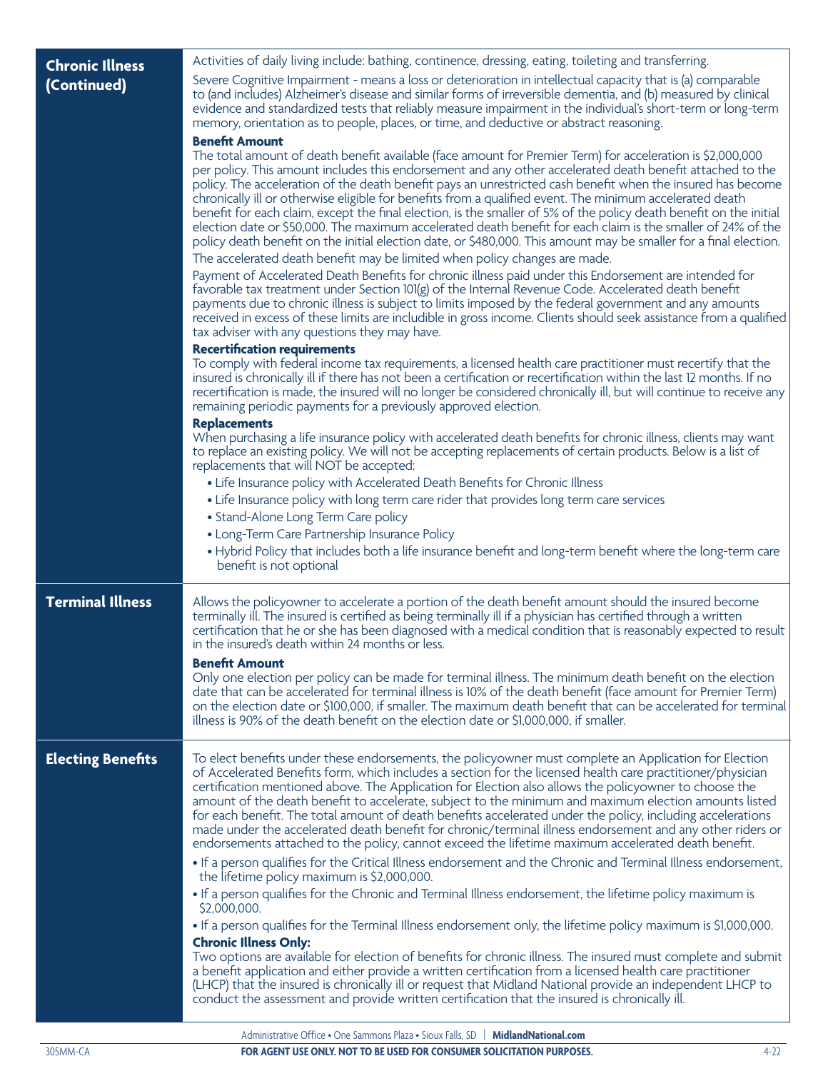## Chronic Illness (Continued)

Activities of daily living include: bathing, continence, dressing, eating, toileting and transferring.

Severe Cognitive Impairment - means a loss or deterioration in intellectual capacity that is (a) comparable to (and includes) Alzheimer's disease and similar forms of irreversible dementia, and (b) measured by clinical evidence and standardized tests that reliably measure impairment in the individual's short-term or long-term memory, orientation as to people, places, or time, and deductive or abstract reasoning.

**Benefit Amount**

The total amount of death benefit available (face amount for Premier Term) for acceleration is \$2,000,000 per policy. This amount includes this endorsement and any other accelerated death benefit attached to the policy. The acceleration of the death benefit pays an unrestricted cash benefit when the insured has become chronically ill or otherwise eligible for benefits from a qualified event. The minimum accelerated death benefit for each claim, except the final election, is the smaller of 5% of the policy death benefit on the initial election date or \$50,000. The maximum accelerated death benefit for each claim is the smaller of 24% of the policy death benefit on the initial election date, or \$480,000. This amount may be smaller for a final election.

The accelerated death benefit may be limited when policy changes are made.

Payment of Accelerated Death Benefits for chronic illness paid under this Endorsement are intended for favorable tax treatment under Section 101(g) of the Internal Revenue Code. Accelerated death benefit payments due to chronic illness is subject to limits imposed by the federal government and any amounts received in excess of these limits are includible in gross income. Clients should seek assistance from a qualified tax adviser with any questions they may have.

**Recertification requirements**

To comply with federal income tax requirements, a licensed health care practitioner must recertify that the insured is chronically ill if there has not been a certification or recertification within the last 12 months. If no recertification is made, the insured will no longer be considered chronically ill, but will continue to receive any remaining periodic payments for a previously approved election.

**Replacements**

When purchasing a life insurance policy with accelerated death benefits for chronic illness, clients may want to replace an existing policy. We will not be accepting replacements of certain products. Below is a list of replacements that will NOT be accepted:

- Life Insurance policy with Accelerated Death Benefits for Chronic Illness
- Life Insurance policy with long term care rider that provides long term care services
- Stand-Alone Long Term Care policy
- Long-Term Care Partnership Insurance Policy
- Hybrid Policy that includes both a life insurance benefit and long-term benefit where the long-term care benefit is not optional

## Terminal Illness

Allows the policyowner to accelerate a portion of the death benefit amount should the insured become terminally ill. The insured is certified as being terminally ill if a physician has certified through a written certification that he or she has been diagnosed with a medical condition that is reasonably expected to result in the insured's death within 24 months or less.

**Benefit Amount**

Only one election per policy can be made for terminal illness. The minimum death benefit on the election date that can be accelerated for terminal illness is 10% of the death benefit (face amount for Premier Term) on the election date or \$100,000, if smaller. The maximum death benefit that can be accelerated for terminal illness is 90% of the death benefit on the election date or \$1,000,000, if smaller.

## Electing Benefits

To elect benefits under these endorsements, the policyowner must complete an Application for Election of Accelerated Benefits form, which includes a section for the licensed health care practitioner/physician certification mentioned above. The Application for Election also allows the policyowner to choose the amount of the death benefit to accelerate, subject to the minimum and maximum election amounts listed for each benefit. The total amount of death benefits accelerated under the policy, including accelerations made under the accelerated death benefit for chronic/terminal illness endorsement and any other riders or endorsements attached to the policy, cannot exceed the lifetime maximum accelerated death benefit.

- If a person qualifies for the Critical Illness endorsement and the Chronic and Terminal Illness endorsement, the lifetime policy maximum is \$2,000,000.
- If a person qualifies for the Chronic and Terminal Illness endorsement, the lifetime policy maximum is \$2,000,000.
- If a person qualifies for the Terminal Illness endorsement only, the lifetime policy maximum is \$1,000,000.

**Chronic Illness Only:**

Two options are available for election of benefits for chronic illness. The insured must complete and submit a benefit application and either provide a written certification from a licensed health care practitioner (LHCP) that the insured is chronically ill or request that Midland National provide an independent LHCP to conduct the assessment and provide written certification that the insured is chronically ill.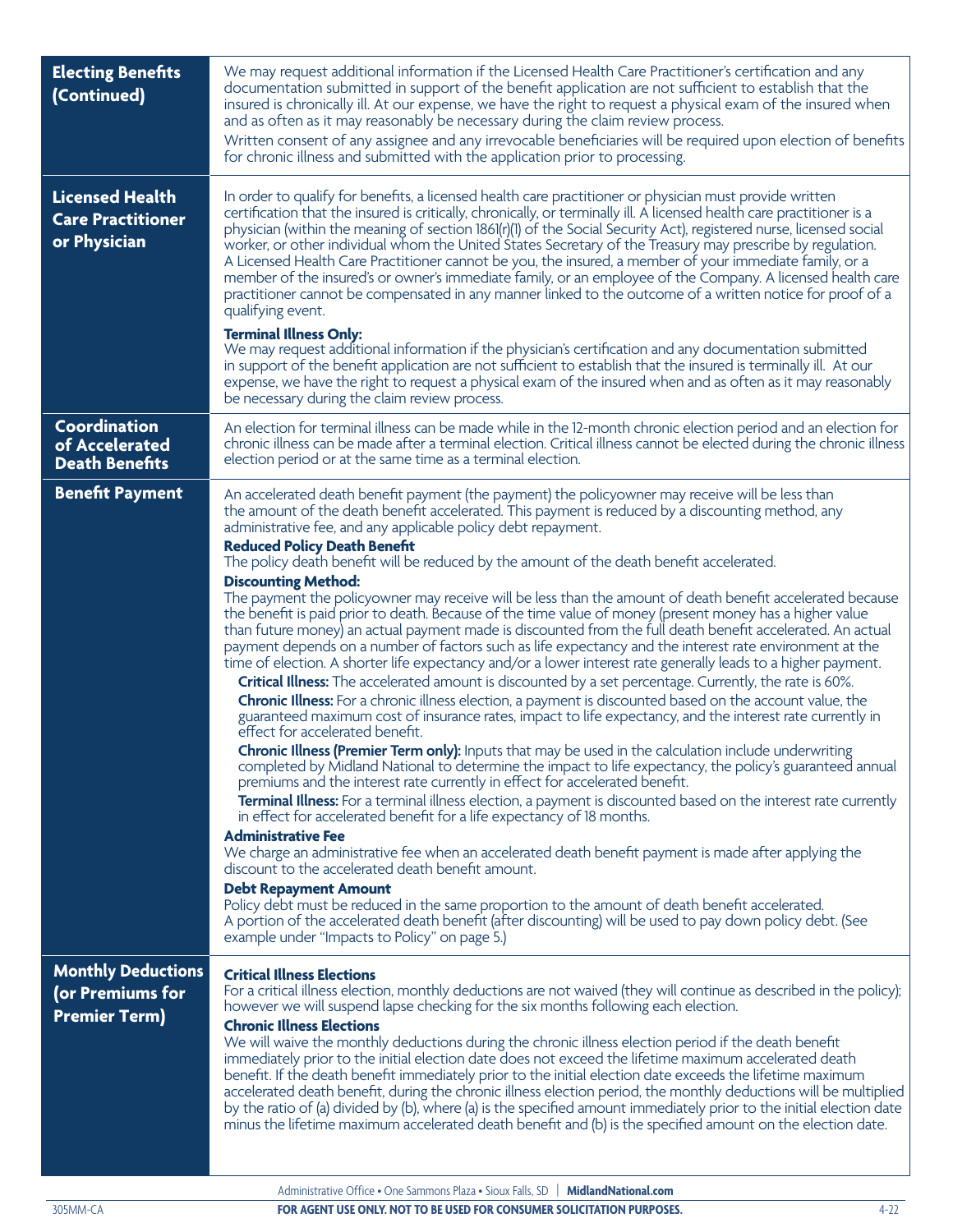## Electing Benefits (Continued)

We may request additional information if the Licensed Health Care Practitioner's certification and any documentation submitted in support of the benefit application are not sufficient to establish that the insured is chronically ill. At our expense, we have the right to request a physical exam of the insured when and as often as it may reasonably be necessary during the claim review process.

Written consent of any assignee and any irrevocable beneficiaries will be required upon election of benefits for chronic illness and submitted with the application prior to processing.

## Licensed Health Care Practitioner or Physician

In order to qualify for benefits, a licensed health care practitioner or physician must provide written certification that the insured is critically, chronically, or terminally ill. A licensed health care practitioner is a physician (within the meaning of section 1861(r)(1) of the Social Security Act), registered nurse, licensed social worker, or other individual whom the United States Secretary of the Treasury may prescribe by regulation. A Licensed Health Care Practitioner cannot be you, the insured, a member of your immediate family, or a member of the insured's or owner's immediate family, or an employee of the Company. A licensed health care practitioner cannot be compensated in any manner linked to the outcome of a written notice for proof of a qualifying event.

**Terminal Illness Only:**
We may request additional information if the physician's certification and any documentation submitted in support of the benefit application are not sufficient to establish that the insured is terminally ill. At our expense, we have the right to request a physical exam of the insured when and as often as it may reasonably be necessary during the claim review process.

## Coordination of Accelerated Death Benefits

An election for terminal illness can be made while in the 12-month chronic election period and an election for chronic illness can be made after a terminal election. Critical illness cannot be elected during the chronic illness election period or at the same time as a terminal election.

## Benefit Payment

An accelerated death benefit payment (the payment) the policyowner may receive will be less than the amount of the death benefit accelerated. This payment is reduced by a discounting method, any administrative fee, and any applicable policy debt repayment.

**Reduced Policy Death Benefit**
The policy death benefit will be reduced by the amount of the death benefit accelerated.

**Discounting Method:**
The payment the policyowner may receive will be less than the amount of death benefit accelerated because the benefit is paid prior to death. Because of the time value of money (present money has a higher value than future money) an actual payment made is discounted from the full death benefit accelerated. An actual payment depends on a number of factors such as life expectancy and the interest rate environment at the time of election. A shorter life expectancy and/or a lower interest rate generally leads to a higher payment.

**Critical Illness:** The accelerated amount is discounted by a set percentage. Currently, the rate is 60%.

**Chronic Illness:** For a chronic illness election, a payment is discounted based on the account value, the guaranteed maximum cost of insurance rates, impact to life expectancy, and the interest rate currently in effect for accelerated benefit.

**Chronic Illness (Premier Term only):** Inputs that may be used in the calculation include underwriting completed by Midland National to determine the impact to life expectancy, the policy's guaranteed annual premiums and the interest rate currently in effect for accelerated benefit.

**Terminal Illness:** For a terminal illness election, a payment is discounted based on the interest rate currently in effect for accelerated benefit for a life expectancy of 18 months.

**Administrative Fee**
We charge an administrative fee when an accelerated death benefit payment is made after applying the discount to the accelerated death benefit amount.

**Debt Repayment Amount**
Policy debt must be reduced in the same proportion to the amount of death benefit accelerated. A portion of the accelerated death benefit (after discounting) will be used to pay down policy debt. (See example under "Impacts to Policy" on page 5.)

## Monthly Deductions (or Premiums for Premier Term)

**Critical Illness Elections**
For a critical illness election, monthly deductions are not waived (they will continue as described in the policy); however we will suspend lapse checking for the six months following each election.

**Chronic Illness Elections**
We will waive the monthly deductions during the chronic illness election period if the death benefit immediately prior to the initial election date does not exceed the lifetime maximum accelerated death benefit. If the death benefit immediately prior to the initial election date exceeds the lifetime maximum accelerated death benefit, during the chronic illness election period, the monthly deductions will be multiplied by the ratio of (a) divided by (b), where (a) is the specified amount immediately prior to the initial election date minus the lifetime maximum accelerated death benefit and (b) is the specified amount on the election date.

Administrative Office • One Sammons Plaza • Sioux Falls, SD | **MidlandNational.com**

305MM-CA **FOR AGENT USE ONLY. NOT TO BE USED FOR CONSUMER SOLICITATION PURPOSES.** 4-22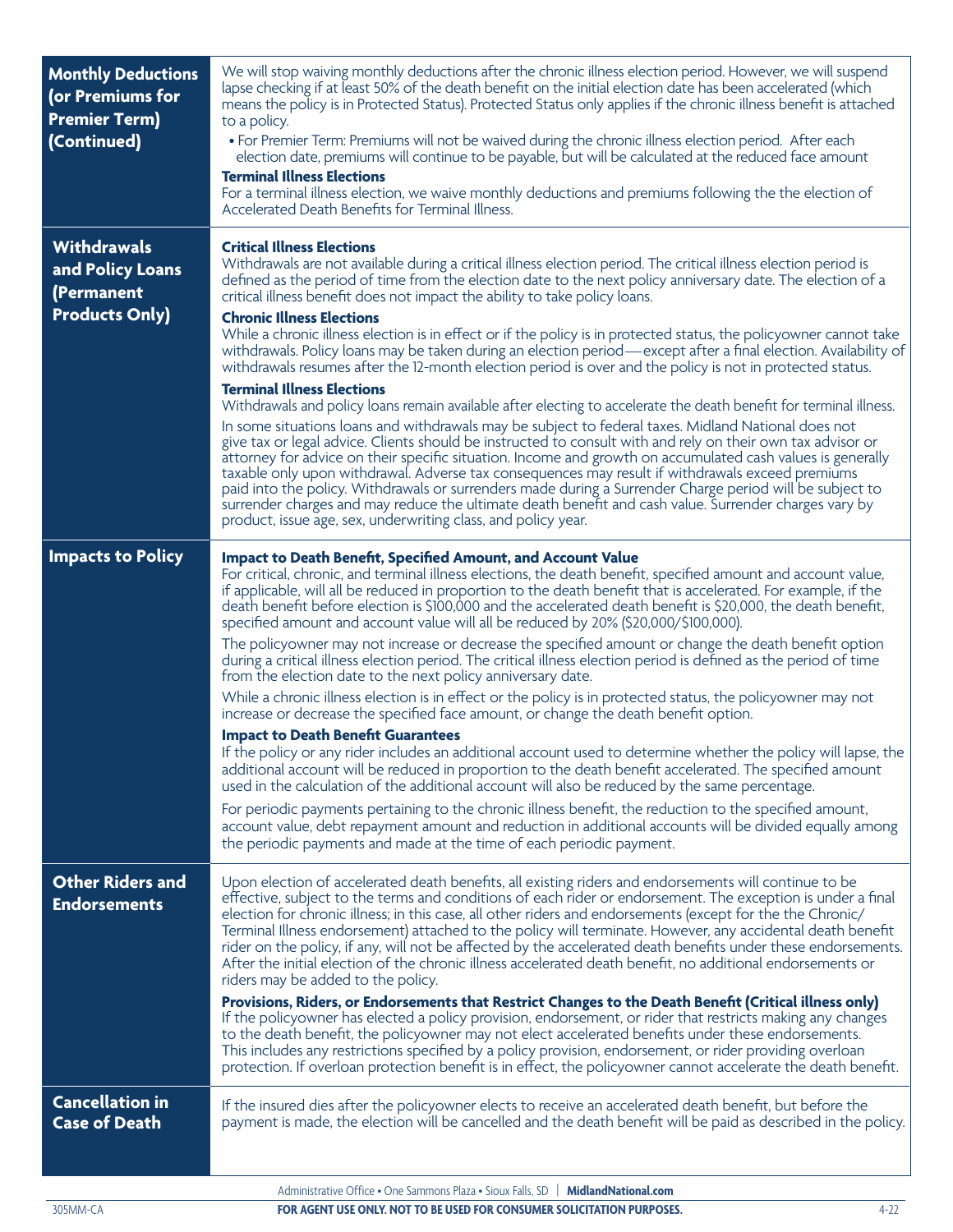| | |
|---|---|
| **Monthly Deductions (or Premiums for Premier Term) (Continued)** | We will stop waiving monthly deductions after the chronic illness election period. However, we will suspend lapse checking if at least 50% of the death benefit on the initial election date has been accelerated (which means the policy is in Protected Status). Protected Status only applies if the chronic illness benefit is attached to a policy.<br>• For Premier Term: Premiums will not be waived during the chronic illness election period. After each election date, premiums will continue to be payable, but will be calculated at the reduced face amount<br>**Terminal Illness Elections**<br>For a terminal illness election, we waive monthly deductions and premiums following the the election of Accelerated Death Benefits for Terminal Illness. |
| **Withdrawals and Policy Loans (Permanent Products Only)** | **Critical Illness Elections**<br>Withdrawals are not available during a critical illness election period. The critical illness election period is defined as the period of time from the election date to the next policy anniversary date. The election of a critical illness benefit does not impact the ability to take policy loans.<br>**Chronic Illness Elections**<br>While a chronic illness election is in effect or if the policy is in protected status, the policyowner cannot take withdrawals. Policy loans may be taken during an election period—except after a final election. Availability of withdrawals resumes after the 12-month election period is over and the policy is not in protected status.<br>**Terminal Illness Elections**<br>Withdrawals and policy loans remain available after electing to accelerate the death benefit for terminal illness.<br>In some situations loans and withdrawals may be subject to federal taxes. Midland National does not give tax or legal advice. Clients should be instructed to consult with and rely on their own tax advisor or attorney for advice on their specific situation. Income and growth on accumulated cash values is generally taxable only upon withdrawal. Adverse tax consequences may result if withdrawals exceed premiums paid into the policy. Withdrawals or surrenders made during a Surrender Charge period will be subject to surrender charges and may reduce the ultimate death benefit and cash value. Surrender charges vary by product, issue age, sex, underwriting class, and policy year. |
| **Impacts to Policy** | **Impact to Death Benefit, Specified Amount, and Account Value**<br>For critical, chronic, and terminal illness elections, the death benefit, specified amount and account value, if applicable, will all be reduced in proportion to the death benefit that is accelerated. For example, if the death benefit before election is $100,000 and the accelerated death benefit is $20,000, the death benefit, specified amount and account value will all be reduced by 20% ($20,000/$100,000).<br>The policyowner may not increase or decrease the specified amount or change the death benefit option during a critical illness election period. The critical illness election period is defined as the period of time from the election date to the next policy anniversary date.<br>While a chronic illness election is in effect or the policy is in protected status, the policyowner may not increase or decrease the specified face amount, or change the death benefit option.<br>**Impact to Death Benefit Guarantees**<br>If the policy or any rider includes an additional account used to determine whether the policy will lapse, the additional account will be reduced in proportion to the death benefit accelerated. The specified amount used in the calculation of the additional account will also be reduced by the same percentage.<br>For periodic payments pertaining to the chronic illness benefit, the reduction to the specified amount, account value, debt repayment amount and reduction in additional accounts will be divided equally among the periodic payments and made at the time of each periodic payment. |
| **Other Riders and Endorsements** | Upon election of accelerated death benefits, all existing riders and endorsements will continue to be effective, subject to the terms and conditions of each rider or endorsement. The exception is under a final election for chronic illness; in this case, all other riders and endorsements (except for the the Chronic/Terminal Illness endorsement) attached to the policy will terminate. However, any accidental death benefit rider on the policy, if any, will not be affected by the accelerated death benefits under these endorsements. After the initial election of the chronic illness accelerated death benefit, no additional endorsements or riders may be added to the policy.<br>**Provisions, Riders, or Endorsements that Restrict Changes to the Death Benefit (Critical illness only)**<br>If the policyowner has elected a policy provision, endorsement, or rider that restricts making any changes to the death benefit, the policyowner may not elect accelerated benefits under these endorsements. This includes any restrictions specified by a policy provision, endorsement, or rider providing overloan protection. If overloan protection benefit is in effect, the policyowner cannot accelerate the death benefit. |
| **Cancellation in Case of Death** | If the insured dies after the policyowner elects to receive an accelerated death benefit, but before the payment is made, the election will be cancelled and the death benefit will be paid as described in the policy. |

Administrative Office • One Sammons Plaza • Sioux Falls, SD | **MidlandNational.com**

305MM-CA **FOR AGENT USE ONLY. NOT TO BE USED FOR CONSUMER SOLICITATION PURPOSES.** 4-22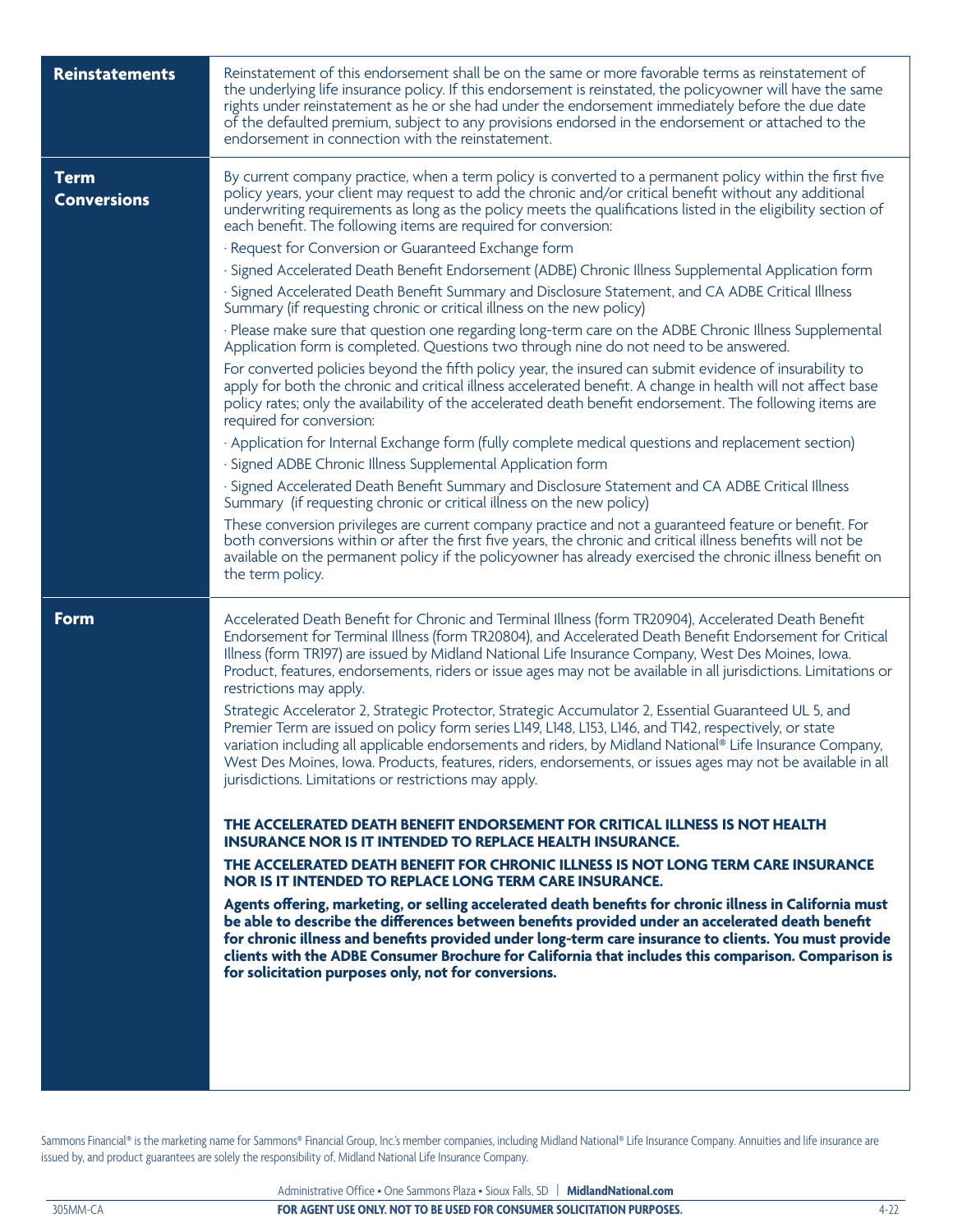| | |
|---|---|
| **Reinstatements** | Reinstatement of this endorsement shall be on the same or more favorable terms as reinstatement of the underlying life insurance policy. If this endorsement is reinstated, the policyowner will have the same rights under reinstatement as he or she had under the endorsement immediately before the due date of the defaulted premium, subject to any provisions endorsed in the endorsement or attached to the endorsement in connection with the reinstatement. |
| **Term Conversions** | By current company practice, when a term policy is converted to a permanent policy within the first five policy years, your client may request to add the chronic and/or critical benefit without any additional underwriting requirements as long as the policy meets the qualifications listed in the eligibility section of each benefit. The following items are required for conversion:<br>· Request for Conversion or Guaranteed Exchange form<br>· Signed Accelerated Death Benefit Endorsement (ADBE) Chronic Illness Supplemental Application form<br>· Signed Accelerated Death Benefit Summary and Disclosure Statement, and CA ADBE Critical Illness Summary (if requesting chronic or critical illness on the new policy)<br>· Please make sure that question one regarding long-term care on the ADBE Chronic Illness Supplemental Application form is completed. Questions two through nine do not need to be answered.<br>For converted policies beyond the fifth policy year, the insured can submit evidence of insurability to apply for both the chronic and critical illness accelerated benefit. A change in health will not affect base policy rates; only the availability of the accelerated death benefit endorsement. The following items are required for conversion:<br>· Application for Internal Exchange form (fully complete medical questions and replacement section)<br>· Signed ADBE Chronic Illness Supplemental Application form<br>· Signed Accelerated Death Benefit Summary and Disclosure Statement and CA ADBE Critical Illness Summary (if requesting chronic or critical illness on the new policy)<br>These conversion privileges are current company practice and not a guaranteed feature or benefit. For both conversions within or after the first five years, the chronic and critical illness benefits will not be available on the permanent policy if the policyowner has already exercised the chronic illness benefit on the term policy. |
| **Form** | Accelerated Death Benefit for Chronic and Terminal Illness (form TR20904), Accelerated Death Benefit Endorsement for Terminal Illness (form TR20804), and Accelerated Death Benefit Endorsement for Critical Illness (form TR197) are issued by Midland National Life Insurance Company, West Des Moines, Iowa. Product, features, endorsements, riders or issue ages may not be available in all jurisdictions. Limitations or restrictions may apply.<br>Strategic Accelerator 2, Strategic Protector, Strategic Accumulator 2, Essential Guaranteed UL 5, and Premier Term are issued on policy form series L149, L148, L153, L146, and T142, respectively, or state variation including all applicable endorsements and riders, by Midland National® Life Insurance Company, West Des Moines, Iowa. Products, features, riders, endorsements, or issues ages may not be available in all jurisdictions. Limitations or restrictions may apply.<br>**THE ACCELERATED DEATH BENEFIT ENDORSEMENT FOR CRITICAL ILLNESS IS NOT HEALTH INSURANCE NOR IS IT INTENDED TO REPLACE HEALTH INSURANCE.**<br>**THE ACCELERATED DEATH BENEFIT FOR CHRONIC ILLNESS IS NOT LONG TERM CARE INSURANCE NOR IS IT INTENDED TO REPLACE LONG TERM CARE INSURANCE.**<br>**Agents offering, marketing, or selling accelerated death benefits for chronic illness in California must be able to describe the differences between benefits provided under an accelerated death benefit for chronic illness and benefits provided under long-term care insurance to clients. You must provide clients with the ADBE Consumer Brochure for California that includes this comparison. Comparison is for solicitation purposes only, not for conversions.** |

Sammons Financial® is the marketing name for Sammons® Financial Group, Inc.'s member companies, including Midland National® Life Insurance Company. Annuities and life insurance are issued by, and product guarantees are solely the responsibility of, Midland National Life Insurance Company.

Administrative Office • One Sammons Plaza • Sioux Falls, SD | **MidlandNational.com**

305MM-CA **FOR AGENT USE ONLY. NOT TO BE USED FOR CONSUMER SOLICITATION PURPOSES.** 4-22